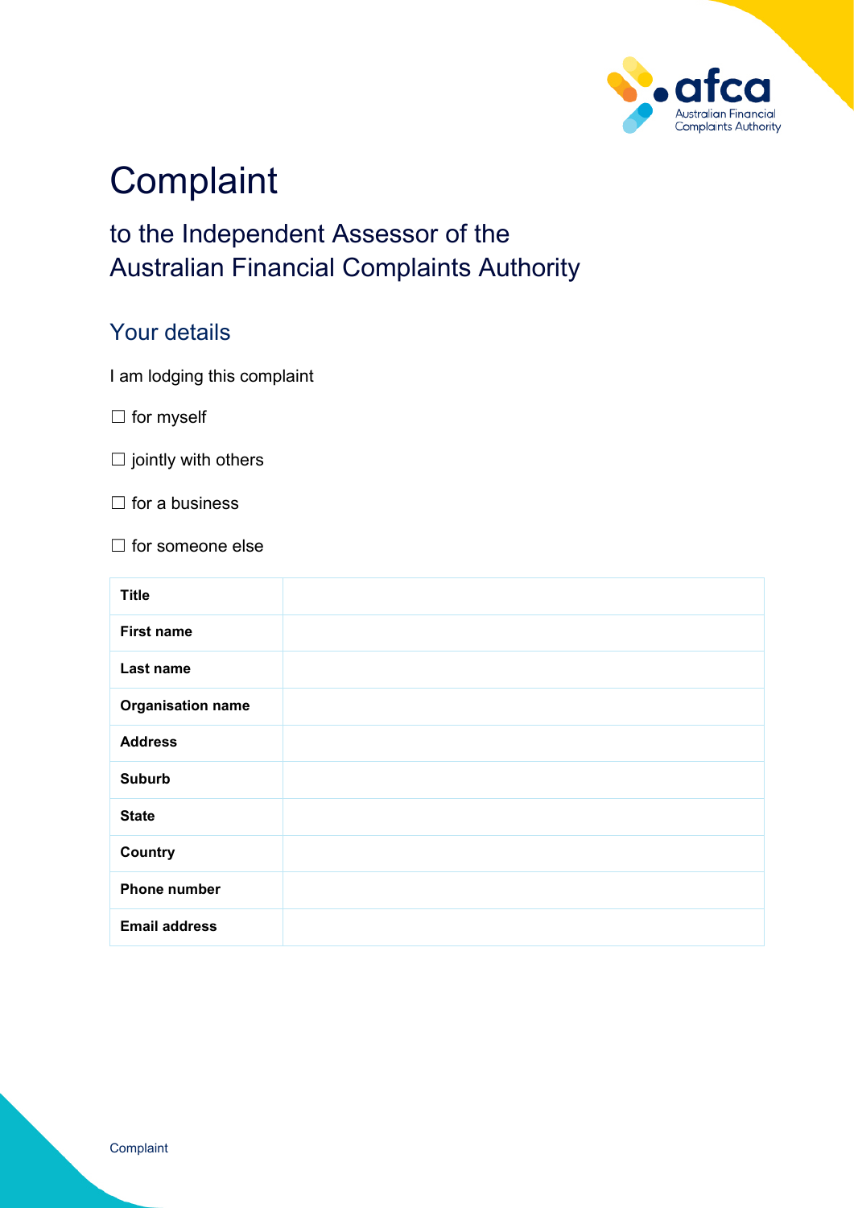# Complaint

## to the Independent Assessor of the Australian Financial Complaints Authority

## Your details

I am lodging this complaint

☐ for myself

☐ jointly with others

☐ for a business

☐ for someone else

| | |
|---|---|
| **Title** | |
| **First name** | |
| **Last name** | |
| **Organisation name** | |
| **Address** | |
| **Suburb** | |
| **State** | |
| **Country** | |
| **Phone number** | |
| **Email address** | |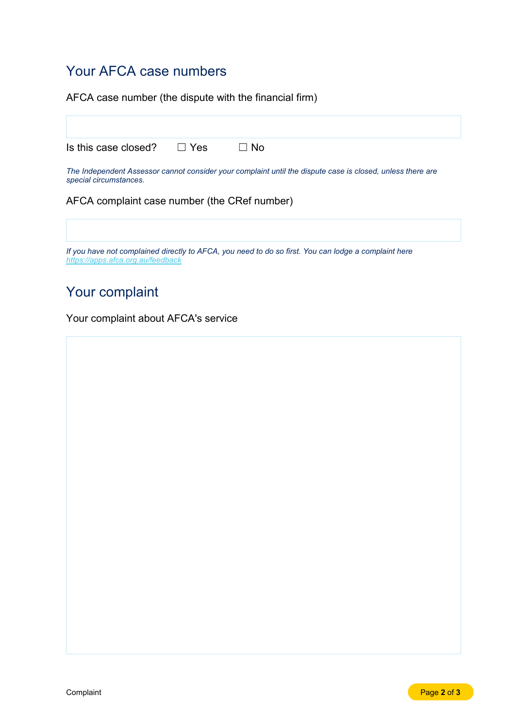## Your AFCA case numbers

AFCA case number (the dispute with the financial firm)

Is this case closed? ☐ Yes ☐ No

*The Independent Assessor cannot consider your complaint until the dispute case is closed, unless there are special circumstances.*

AFCA complaint case number (the CRef number)

*If you have not complained directly to AFCA, you need to do so first. You can lodge a complaint here [https://apps.afca.org.au/feedback](https://apps.afca.org.au/feedback)*

## Your complaint

Your complaint about AFCA's service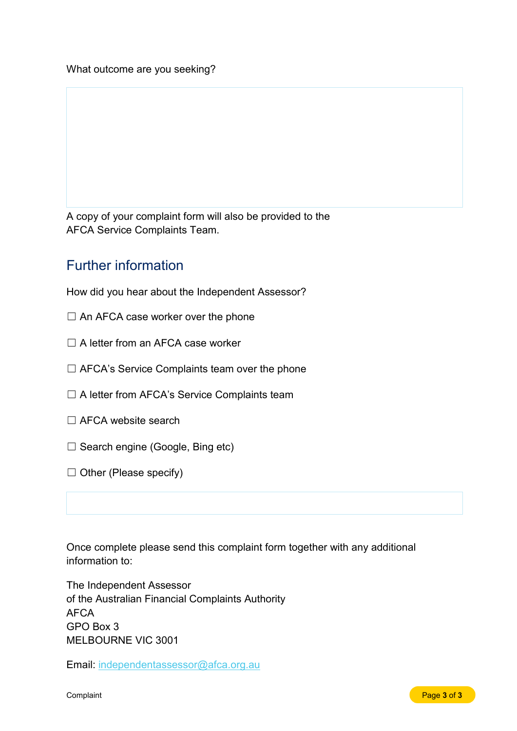What outcome are you seeking?

A copy of your complaint form will also be provided to the AFCA Service Complaints Team.

## Further information

How did you hear about the Independent Assessor?

☐ An AFCA case worker over the phone

☐ A letter from an AFCA case worker

☐ AFCA's Service Complaints team over the phone

☐ A letter from AFCA's Service Complaints team

☐ AFCA website search

☐ Search engine (Google, Bing etc)

☐ Other (Please specify)

Once complete please send this complaint form together with any additional information to:

The Independent Assessor
of the Australian Financial Complaints Authority
AFCA
GPO Box 3
MELBOURNE VIC 3001

Email: independentassessor@afca.org.au